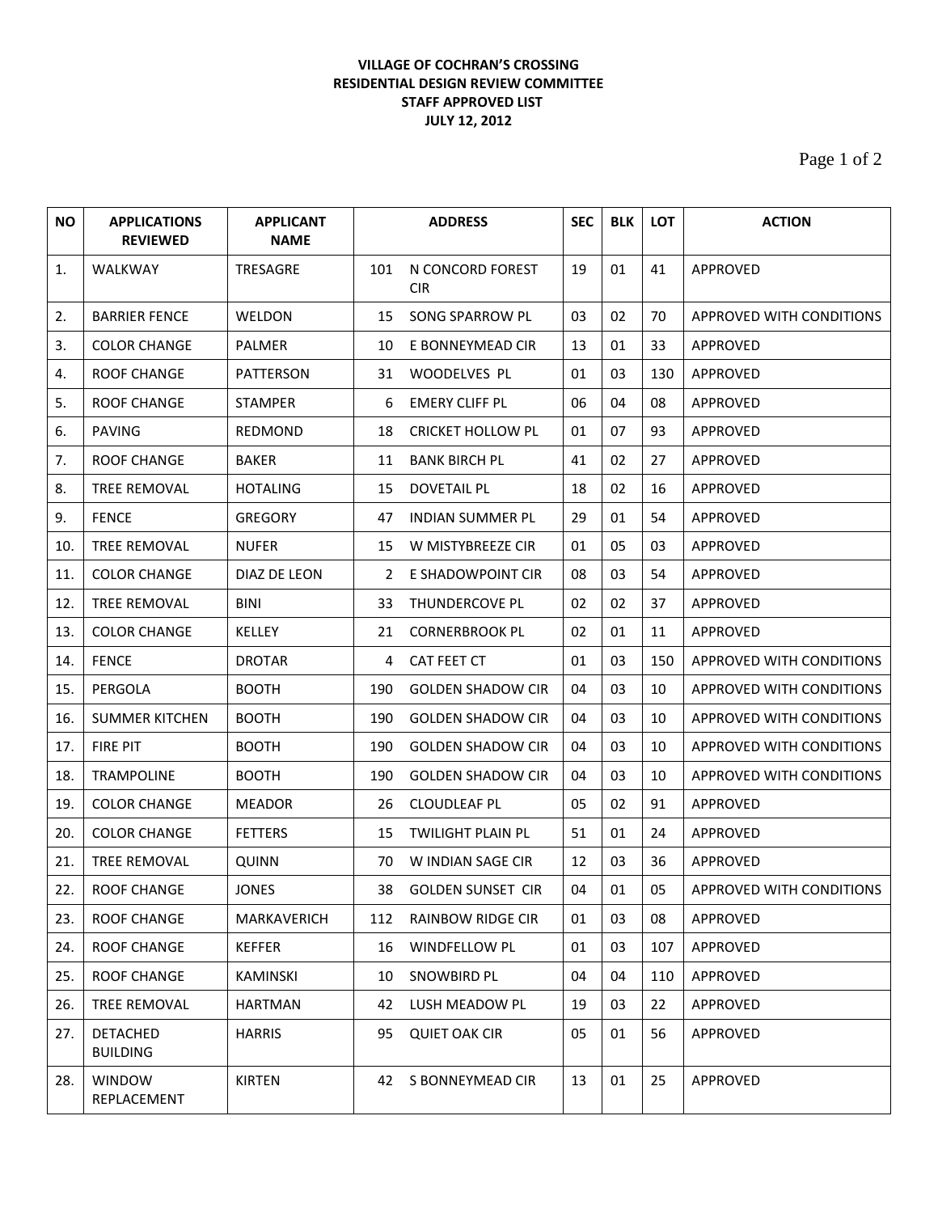**VILLAGE OF COCHRAN'S CROSSING**
**RESIDENTIAL DESIGN REVIEW COMMITTEE**
**STAFF APPROVED LIST**
**JULY 12, 2012**

| NO | APPLICATIONS REVIEWED | APPLICANT NAME | ADDRESS | | SEC | BLK | LOT | ACTION |
|---|---|---|---|---|---|---|---|---|
| 1. | WALKWAY | TRESAGRE | 101 | N CONCORD FOREST CIR | 19 | 01 | 41 | APPROVED |
| 2. | BARRIER FENCE | WELDON | 15 | SONG SPARROW PL | 03 | 02 | 70 | APPROVED WITH CONDITIONS |
| 3. | COLOR CHANGE | PALMER | 10 | E BONNEYMEAD CIR | 13 | 01 | 33 | APPROVED |
| 4. | ROOF CHANGE | PATTERSON | 31 | WOODELVES PL | 01 | 03 | 130 | APPROVED |
| 5. | ROOF CHANGE | STAMPER | 6 | EMERY CLIFF PL | 06 | 04 | 08 | APPROVED |
| 6. | PAVING | REDMOND | 18 | CRICKET HOLLOW PL | 01 | 07 | 93 | APPROVED |
| 7. | ROOF CHANGE | BAKER | 11 | BANK BIRCH PL | 41 | 02 | 27 | APPROVED |
| 8. | TREE REMOVAL | HOTALING | 15 | DOVETAIL PL | 18 | 02 | 16 | APPROVED |
| 9. | FENCE | GREGORY | 47 | INDIAN SUMMER PL | 29 | 01 | 54 | APPROVED |
| 10. | TREE REMOVAL | NUFER | 15 | W MISTYBREEZE CIR | 01 | 05 | 03 | APPROVED |
| 11. | COLOR CHANGE | DIAZ DE LEON | 2 | E SHADOWPOINT CIR | 08 | 03 | 54 | APPROVED |
| 12. | TREE REMOVAL | BINI | 33 | THUNDERCOVE PL | 02 | 02 | 37 | APPROVED |
| 13. | COLOR CHANGE | KELLEY | 21 | CORNERBROOK PL | 02 | 01 | 11 | APPROVED |
| 14. | FENCE | DROTAR | 4 | CAT FEET CT | 01 | 03 | 150 | APPROVED WITH CONDITIONS |
| 15. | PERGOLA | BOOTH | 190 | GOLDEN SHADOW CIR | 04 | 03 | 10 | APPROVED WITH CONDITIONS |
| 16. | SUMMER KITCHEN | BOOTH | 190 | GOLDEN SHADOW CIR | 04 | 03 | 10 | APPROVED WITH CONDITIONS |
| 17. | FIRE PIT | BOOTH | 190 | GOLDEN SHADOW CIR | 04 | 03 | 10 | APPROVED WITH CONDITIONS |
| 18. | TRAMPOLINE | BOOTH | 190 | GOLDEN SHADOW CIR | 04 | 03 | 10 | APPROVED WITH CONDITIONS |
| 19. | COLOR CHANGE | MEADOR | 26 | CLOUDLEAF PL | 05 | 02 | 91 | APPROVED |
| 20. | COLOR CHANGE | FETTERS | 15 | TWILIGHT PLAIN PL | 51 | 01 | 24 | APPROVED |
| 21. | TREE REMOVAL | QUINN | 70 | W INDIAN SAGE CIR | 12 | 03 | 36 | APPROVED |
| 22. | ROOF CHANGE | JONES | 38 | GOLDEN SUNSET CIR | 04 | 01 | 05 | APPROVED WITH CONDITIONS |
| 23. | ROOF CHANGE | MARKAVERICH | 112 | RAINBOW RIDGE CIR | 01 | 03 | 08 | APPROVED |
| 24. | ROOF CHANGE | KEFFER | 16 | WINDFELLOW PL | 01 | 03 | 107 | APPROVED |
| 25. | ROOF CHANGE | KAMINSKI | 10 | SNOWBIRD PL | 04 | 04 | 110 | APPROVED |
| 26. | TREE REMOVAL | HARTMAN | 42 | LUSH MEADOW PL | 19 | 03 | 22 | APPROVED |
| 27. | DETACHED BUILDING | HARRIS | 95 | QUIET OAK CIR | 05 | 01 | 56 | APPROVED |
| 28. | WINDOW REPLACEMENT | KIRTEN | 42 | S BONNEYMEAD CIR | 13 | 01 | 25 | APPROVED |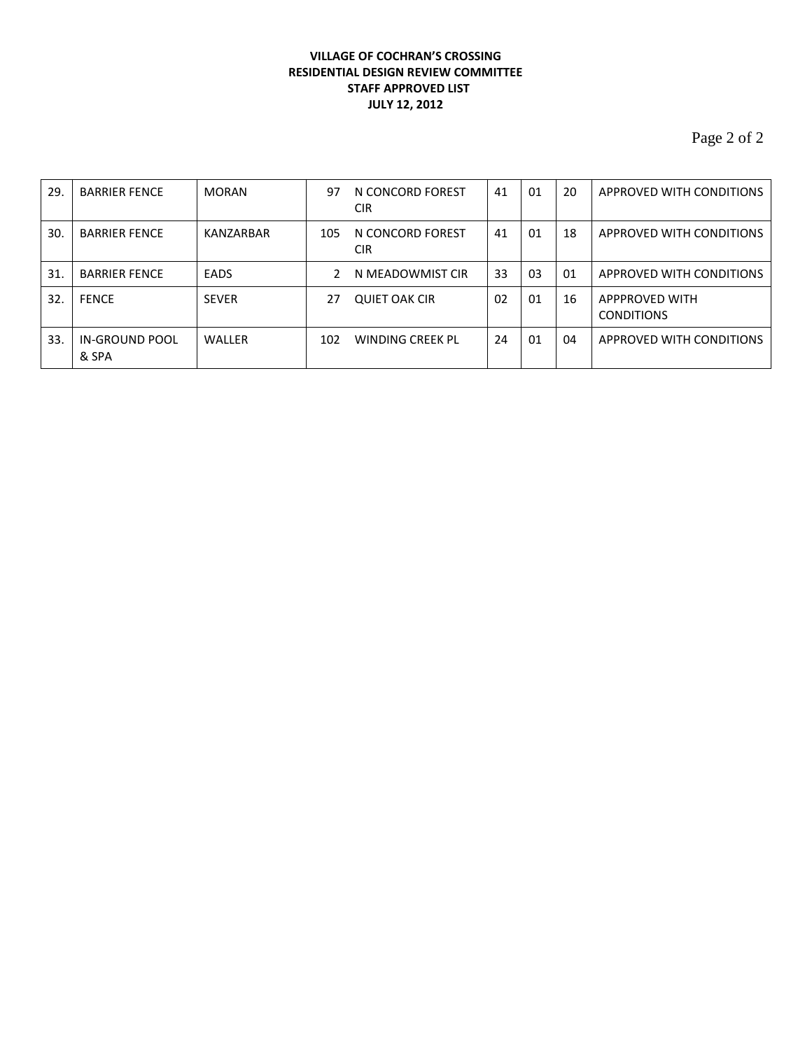**VILLAGE OF COCHRAN'S CROSSING**
**RESIDENTIAL DESIGN REVIEW COMMITTEE**
**STAFF APPROVED LIST**
**JULY 12, 2012**

| | | | | | | | | |
|---|---|---|---|---|---|---|---|---|
| 29. | BARRIER FENCE | MORAN | 97 | N CONCORD FOREST CIR | 41 | 01 | 20 | APPROVED WITH CONDITIONS |
| 30. | BARRIER FENCE | KANZARBAR | 105 | N CONCORD FOREST CIR | 41 | 01 | 18 | APPROVED WITH CONDITIONS |
| 31. | BARRIER FENCE | EADS | 2 | N MEADOWMIST CIR | 33 | 03 | 01 | APPROVED WITH CONDITIONS |
| 32. | FENCE | SEVER | 27 | QUIET OAK CIR | 02 | 01 | 16 | APPPROVED WITH CONDITIONS |
| 33. | IN-GROUND POOL & SPA | WALLER | 102 | WINDING CREEK PL | 24 | 01 | 04 | APPROVED WITH CONDITIONS |